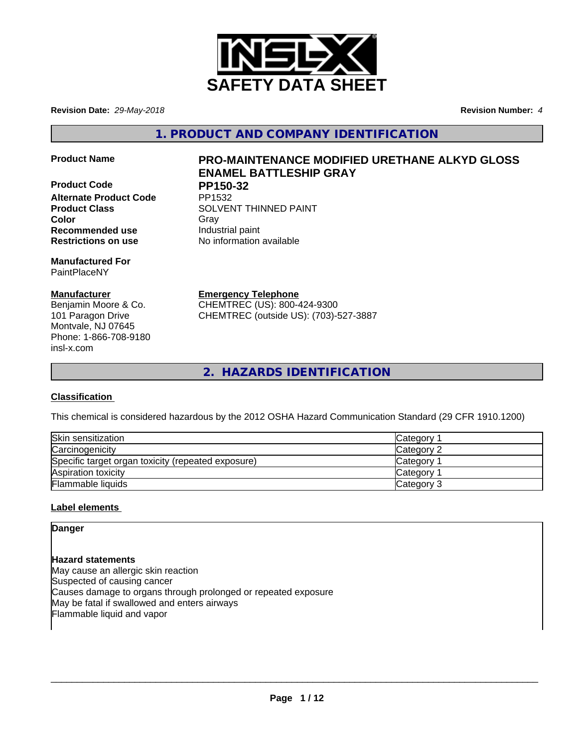# SAFETY DATA SHEET

**Revision Date:** *29-May-2018* **Revision Number:** *4*

## 1. PRODUCT AND COMPANY IDENTIFICATION

**Product Name** **PRO-MAINTENANCE MODIFIED URETHANE ALKYD GLOSS ENAMEL BATTLESHIP GRAY**

**Product Code** **PP150-32**

**Alternate Product Code** PP1532

**Product Class** SOLVENT THINNED PAINT

**Color** Gray

**Recommended use** Industrial paint

**Restrictions on use** No information available

**Manufactured For**
PaintPlaceNY

**Manufacturer**
Benjamin Moore & Co.
101 Paragon Drive
Montvale, NJ 07645
Phone: 1-866-708-9180
insl-x.com

**Emergency Telephone**
CHEMTREC (US): 800-424-9300
CHEMTREC (outside US): (703)-527-3887

## 2. HAZARDS IDENTIFICATION

**Classification**

This chemical is considered hazardous by the 2012 OSHA Hazard Communication Standard (29 CFR 1910.1200)

| | |
|---|---|
| Skin sensitization | Category 1 |
| Carcinogenicity | Category 2 |
| Specific target organ toxicity (repeated exposure) | Category 1 |
| Aspiration toxicity | Category 1 |
| Flammable liquids | Category 3 |

**Label elements**

**Danger**

**Hazard statements**
May cause an allergic skin reaction
Suspected of causing cancer
Causes damage to organs through prolonged or repeated exposure
May be fatal if swallowed and enters airways
Flammable liquid and vapor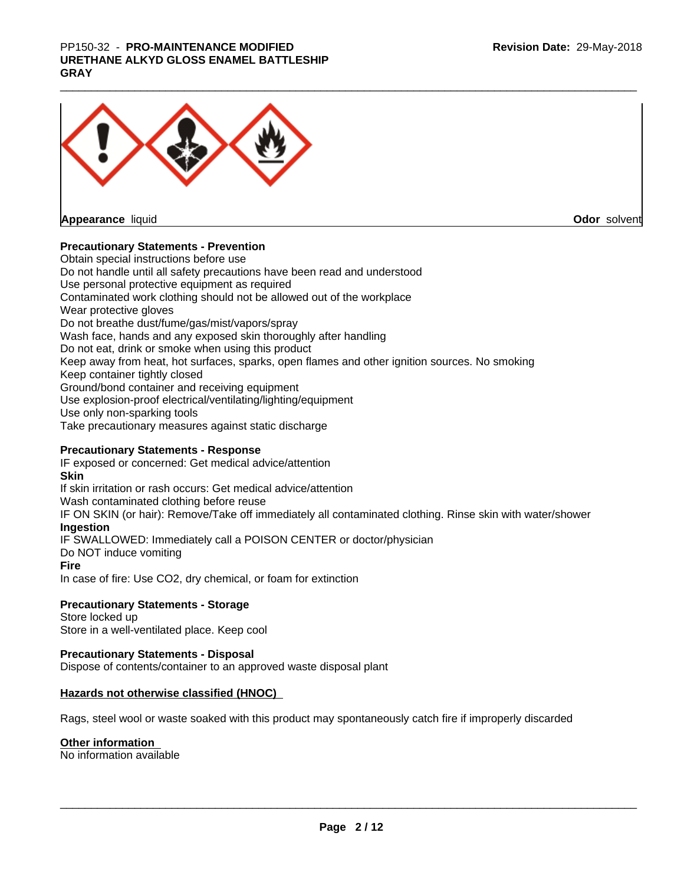**Appearance** liquid **Odor** solvent

**Precautionary Statements - Prevention**

Obtain special instructions before use
Do not handle until all safety precautions have been read and understood
Use personal protective equipment as required
Contaminated work clothing should not be allowed out of the workplace
Wear protective gloves
Do not breathe dust/fume/gas/mist/vapors/spray
Wash face, hands and any exposed skin thoroughly after handling
Do not eat, drink or smoke when using this product
Keep away from heat, hot surfaces, sparks, open flames and other ignition sources. No smoking
Keep container tightly closed
Ground/bond container and receiving equipment
Use explosion-proof electrical/ventilating/lighting/equipment
Use only non-sparking tools
Take precautionary measures against static discharge

**Precautionary Statements - Response**

IF exposed or concerned: Get medical advice/attention

**Skin**

If skin irritation or rash occurs: Get medical advice/attention
Wash contaminated clothing before reuse
IF ON SKIN (or hair): Remove/Take off immediately all contaminated clothing. Rinse skin with water/shower

**Ingestion**

IF SWALLOWED: Immediately call a POISON CENTER or doctor/physician
Do NOT induce vomiting

**Fire**

In case of fire: Use $CO_2$, dry chemical, or foam for extinction

**Precautionary Statements - Storage**

Store locked up
Store in a well-ventilated place. Keep cool

**Precautionary Statements - Disposal**

Dispose of contents/container to an approved waste disposal plant

**Hazards not otherwise classified (HNOC)**

Rags, steel wool or waste soaked with this product may spontaneously catch fire if improperly discarded

**Other information**

No information available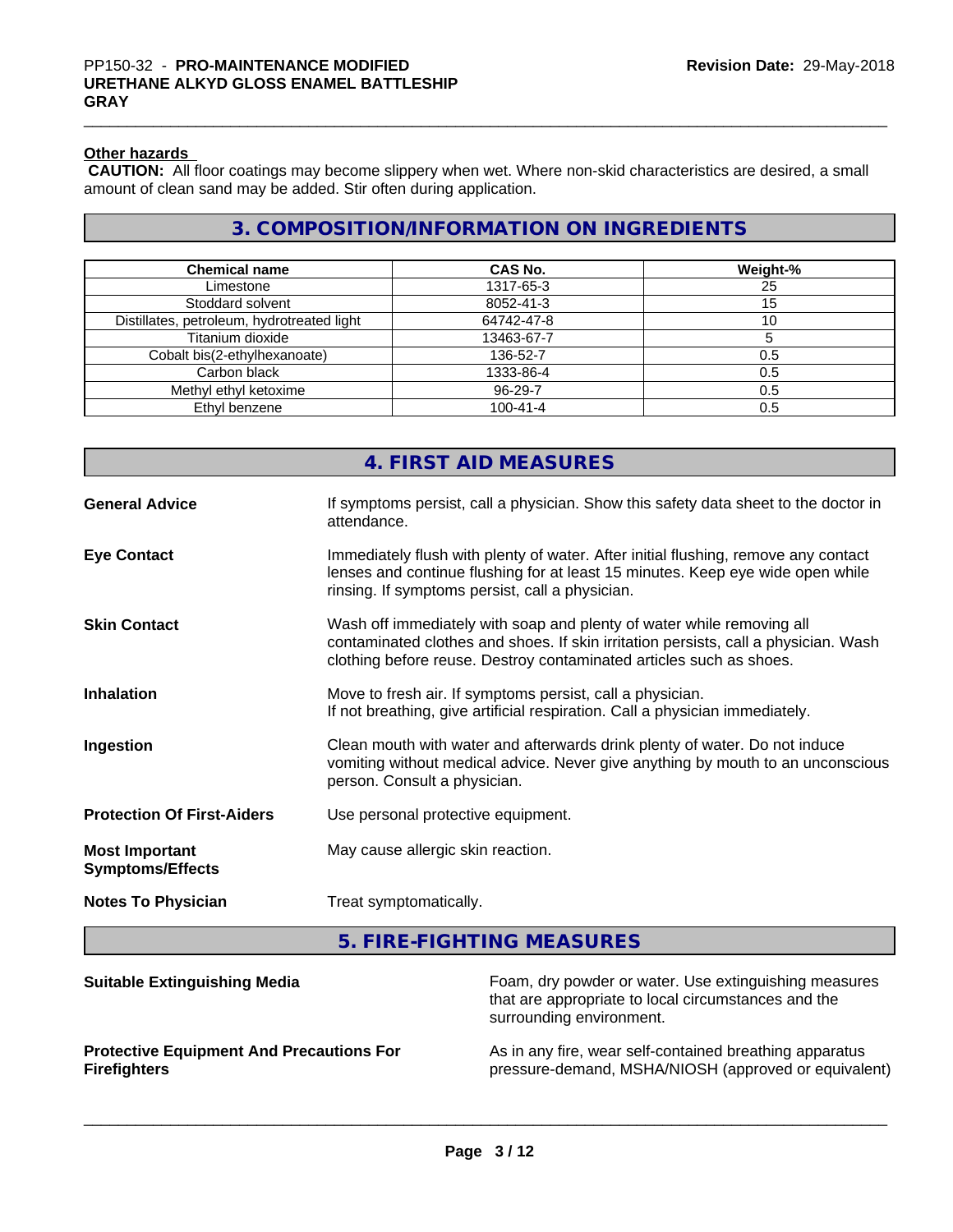### Other hazards

**CAUTION:** All floor coatings may become slippery when wet. Where non-skid characteristics are desired, a small amount of clean sand may be added. Stir often during application.

## 3. COMPOSITION/INFORMATION ON INGREDIENTS

| Chemical name | CAS No. | Weight-% |
|---|---|---|
| Limestone | 1317-65-3 | 25 |
| Stoddard solvent | 8052-41-3 | 15 |
| Distillates, petroleum, hydrotreated light | 64742-47-8 | 10 |
| Titanium dioxide | 13463-67-7 | 5 |
| Cobalt bis(2-ethylhexanoate) | 136-52-7 | 0.5 |
| Carbon black | 1333-86-4 | 0.5 |
| Methyl ethyl ketoxime | 96-29-7 | 0.5 |
| Ethyl benzene | 100-41-4 | 0.5 |

## 4. FIRST AID MEASURES

**General Advice**
If symptoms persist, call a physician. Show this safety data sheet to the doctor in attendance.

**Eye Contact**
Immediately flush with plenty of water. After initial flushing, remove any contact lenses and continue flushing for at least 15 minutes. Keep eye wide open while rinsing. If symptoms persist, call a physician.

**Skin Contact**
Wash off immediately with soap and plenty of water while removing all contaminated clothes and shoes. If skin irritation persists, call a physician. Wash clothing before reuse. Destroy contaminated articles such as shoes.

**Inhalation**
Move to fresh air. If symptoms persist, call a physician.
If not breathing, give artificial respiration. Call a physician immediately.

**Ingestion**
Clean mouth with water and afterwards drink plenty of water. Do not induce vomiting without medical advice. Never give anything by mouth to an unconscious person. Consult a physician.

**Protection Of First-Aiders**
Use personal protective equipment.

**Most Important Symptoms/Effects**
May cause allergic skin reaction.

**Notes To Physician**
Treat symptomatically.

## 5. FIRE-FIGHTING MEASURES

**Suitable Extinguishing Media**
Foam, dry powder or water. Use extinguishing measures that are appropriate to local circumstances and the surrounding environment.

**Protective Equipment And Precautions For Firefighters**
As in any fire, wear self-contained breathing apparatus pressure-demand, MSHA/NIOSH (approved or equivalent)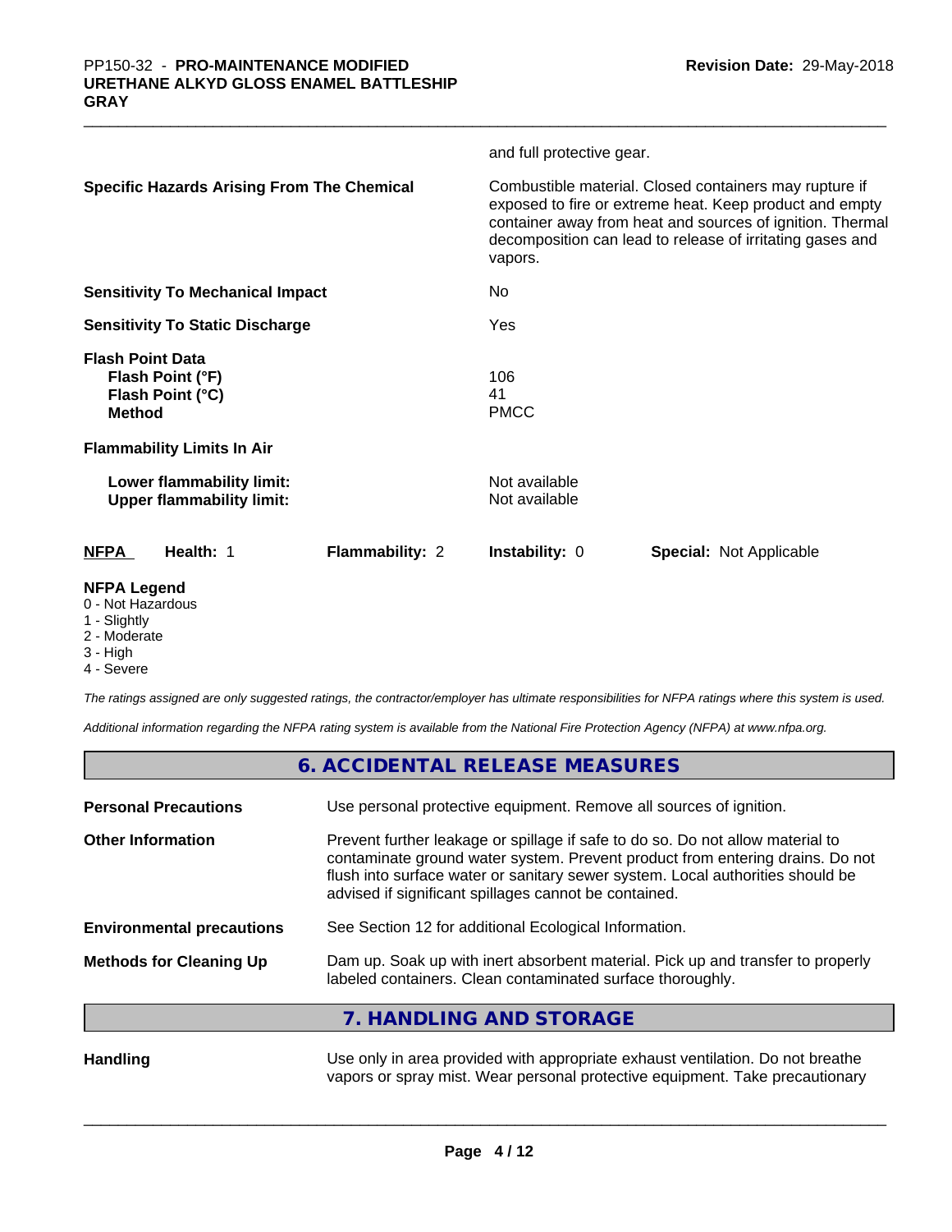and full protective gear.

**Specific Hazards Arising From The Chemical**
Combustible material. Closed containers may rupture if exposed to fire or extreme heat. Keep product and empty container away from heat and sources of ignition. Thermal decomposition can lead to release of irritating gases and vapors.

**Sensitivity To Mechanical Impact** No

**Sensitivity To Static Discharge** Yes

**Flash Point Data**

| | |
|---|---|
| **Flash Point (°F)** | 106 |
| **Flash Point (°C)** | 41 |
| **Method** | PMCC |

**Flammability Limits In Air**

| | |
|---|---|
| **Lower flammability limit:** | Not available |
| **Upper flammability limit:** | Not available |

| **NFPA** | **Health:** 1 | **Flammability:** 2 | **Instability:** 0 | **Special:** Not Applicable |
|---|---|---|---|---|

**NFPA Legend**
- 0 - Not Hazardous
- 1 - Slightly
- 2 - Moderate
- 3 - High
- 4 - Severe

*The ratings assigned are only suggested ratings, the contractor/employer has ultimate responsibilities for NFPA ratings where this system is used.*

*Additional information regarding the NFPA rating system is available from the National Fire Protection Agency (NFPA) at www.nfpa.org.*

## 6. ACCIDENTAL RELEASE MEASURES

**Personal Precautions**
Use personal protective equipment. Remove all sources of ignition.

**Other Information**
Prevent further leakage or spillage if safe to do so. Do not allow material to contaminate ground water system. Prevent product from entering drains. Do not flush into surface water or sanitary sewer system. Local authorities should be advised if significant spillages cannot be contained.

**Environmental precautions**
See Section 12 for additional Ecological Information.

**Methods for Cleaning Up**
Dam up. Soak up with inert absorbent material. Pick up and transfer to properly labeled containers. Clean contaminated surface thoroughly.

## 7. HANDLING AND STORAGE

**Handling**
Use only in area provided with appropriate exhaust ventilation. Do not breathe vapors or spray mist. Wear personal protective equipment. Take precautionary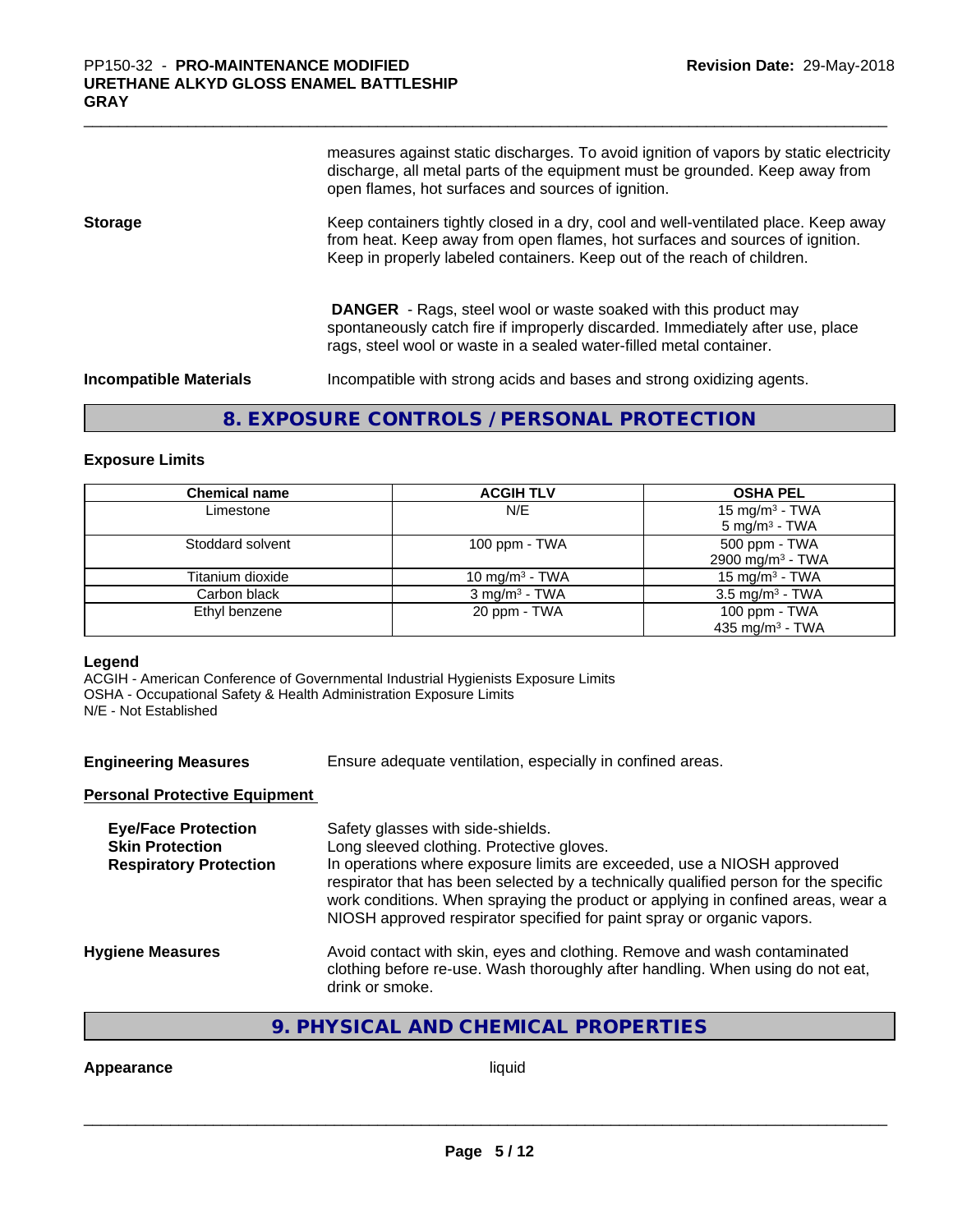measures against static discharges. To avoid ignition of vapors by static electricity discharge, all metal parts of the equipment must be grounded. Keep away from open flames, hot surfaces and sources of ignition.

**Storage**

Keep containers tightly closed in a dry, cool and well-ventilated place. Keep away from heat. Keep away from open flames, hot surfaces and sources of ignition. Keep in properly labeled containers. Keep out of the reach of children.

**DANGER** - Rags, steel wool or waste soaked with this product may spontaneously catch fire if improperly discarded. Immediately after use, place rags, steel wool or waste in a sealed water-filled metal container.

**Incompatible Materials**

Incompatible with strong acids and bases and strong oxidizing agents.

## 8. EXPOSURE CONTROLS / PERSONAL PROTECTION

### Exposure Limits

| Chemical name | ACGIH TLV | OSHA PEL |
|---|---|---|
| Limestone | N/E | 15 mg/m³ - TWA<br>5 mg/m³ - TWA |
| Stoddard solvent | 100 ppm - TWA | 500 ppm - TWA<br>2900 mg/m³ - TWA |
| Titanium dioxide | 10 mg/m³ - TWA | 15 mg/m³ - TWA |
| Carbon black | 3 mg/m³ - TWA | 3.5 mg/m³ - TWA |
| Ethyl benzene | 20 ppm - TWA | 100 ppm - TWA<br>435 mg/m³ - TWA |

**Legend**

ACGIH - American Conference of Governmental Industrial Hygienists Exposure Limits
OSHA - Occupational Safety & Health Administration Exposure Limits
N/E - Not Established

**Engineering Measures**

Ensure adequate ventilation, especially in confined areas.

**Personal Protective Equipment**

**Eye/Face Protection**

Safety glasses with side-shields.

**Skin Protection**

Long sleeved clothing. Protective gloves.

**Respiratory Protection**

In operations where exposure limits are exceeded, use a NIOSH approved respirator that has been selected by a technically qualified person for the specific work conditions. When spraying the product or applying in confined areas, wear a NIOSH approved respirator specified for paint spray or organic vapors.

**Hygiene Measures**

Avoid contact with skin, eyes and clothing. Remove and wash contaminated clothing before re-use. Wash thoroughly after handling. When using do not eat, drink or smoke.

## 9. PHYSICAL AND CHEMICAL PROPERTIES

**Appearance**

liquid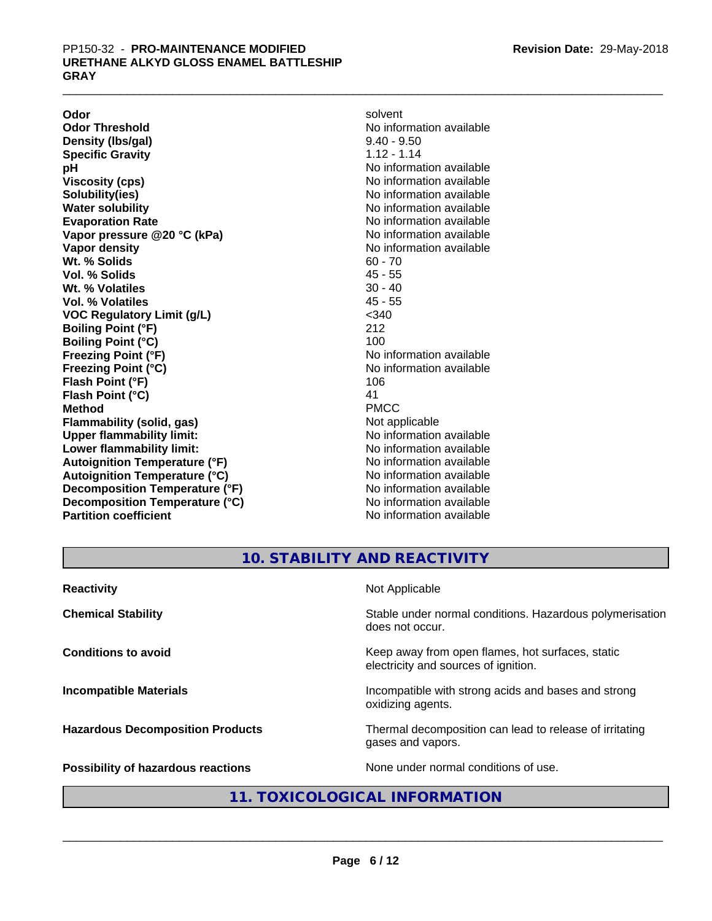| | |
|---|---|
| **Odor** | solvent |
| **Odor Threshold** | No information available |
| **Density (lbs/gal)** | 9.40 - 9.50 |
| **Specific Gravity** | 1.12 - 1.14 |
| **pH** | No information available |
| **Viscosity (cps)** | No information available |
| **Solubility(ies)** | No information available |
| **Water solubility** | No information available |
| **Evaporation Rate** | No information available |
| **Vapor pressure @20 °C (kPa)** | No information available |
| **Vapor density** | No information available |
| **Wt. % Solids** | 60 - 70 |
| **Vol. % Solids** | 45 - 55 |
| **Wt. % Volatiles** | 30 - 40 |
| **Vol. % Volatiles** | 45 - 55 |
| **VOC Regulatory Limit (g/L)** | <340 |
| **Boiling Point (°F)** | 212 |
| **Boiling Point (°C)** | 100 |
| **Freezing Point (°F)** | No information available |
| **Freezing Point (°C)** | No information available |
| **Flash Point (°F)** | 106 |
| **Flash Point (°C)** | 41 |
| **Method** | PMCC |
| **Flammability (solid, gas)** | Not applicable |
| **Upper flammability limit:** | No information available |
| **Lower flammability limit:** | No information available |
| **Autoignition Temperature (°F)** | No information available |
| **Autoignition Temperature (°C)** | No information available |
| **Decomposition Temperature (°F)** | No information available |
| **Decomposition Temperature (°C)** | No information available |
| **Partition coefficient** | No information available |

## 10. STABILITY AND REACTIVITY

| | |
|---|---|
| **Reactivity** | Not Applicable |
| **Chemical Stability** | Stable under normal conditions. Hazardous polymerisation does not occur. |
| **Conditions to avoid** | Keep away from open flames, hot surfaces, static electricity and sources of ignition. |
| **Incompatible Materials** | Incompatible with strong acids and bases and strong oxidizing agents. |
| **Hazardous Decomposition Products** | Thermal decomposition can lead to release of irritating gases and vapors. |
| **Possibility of hazardous reactions** | None under normal conditions of use. |

## 11. TOXICOLOGICAL INFORMATION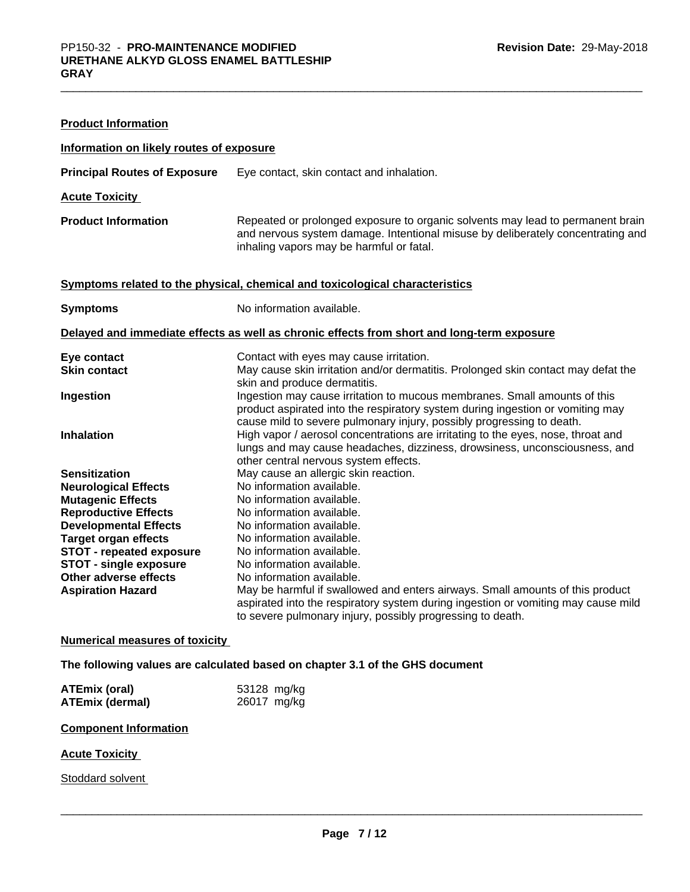**Product Information**

**Information on likely routes of exposure**

**Principal Routes of Exposure** Eye contact, skin contact and inhalation.

**Acute Toxicity**

**Product Information** Repeated or prolonged exposure to organic solvents may lead to permanent brain and nervous system damage. Intentional misuse by deliberately concentrating and inhaling vapors may be harmful or fatal.

**Symptoms related to the physical, chemical and toxicological characteristics**

**Symptoms** No information available.

**Delayed and immediate effects as well as chronic effects from short and long-term exposure**

| | |
|---|---|
| **Eye contact** | Contact with eyes may cause irritation. |
| **Skin contact** | May cause skin irritation and/or dermatitis. Prolonged skin contact may defat the skin and produce dermatitis. |
| **Ingestion** | Ingestion may cause irritation to mucous membranes. Small amounts of this product aspirated into the respiratory system during ingestion or vomiting may cause mild to severe pulmonary injury, possibly progressing to death. |
| **Inhalation** | High vapor / aerosol concentrations are irritating to the eyes, nose, throat and lungs and may cause headaches, dizziness, drowsiness, unconsciousness, and other central nervous system effects. |
| **Sensitization** | May cause an allergic skin reaction. |
| **Neurological Effects** | No information available. |
| **Mutagenic Effects** | No information available. |
| **Reproductive Effects** | No information available. |
| **Developmental Effects** | No information available. |
| **Target organ effects** | No information available. |
| **STOT - repeated exposure** | No information available. |
| **STOT - single exposure** | No information available. |
| **Other adverse effects** | No information available. |
| **Aspiration Hazard** | May be harmful if swallowed and enters airways. Small amounts of this product aspirated into the respiratory system during ingestion or vomiting may cause mild to severe pulmonary injury, possibly progressing to death. |

**Numerical measures of toxicity**

**The following values are calculated based on chapter 3.1 of the GHS document**

| | |
|---|---|
| **ATEmix (oral)** | 53128 mg/kg |
| **ATEmix (dermal)** | 26017 mg/kg |

**Component Information**

**Acute Toxicity**

Stoddard solvent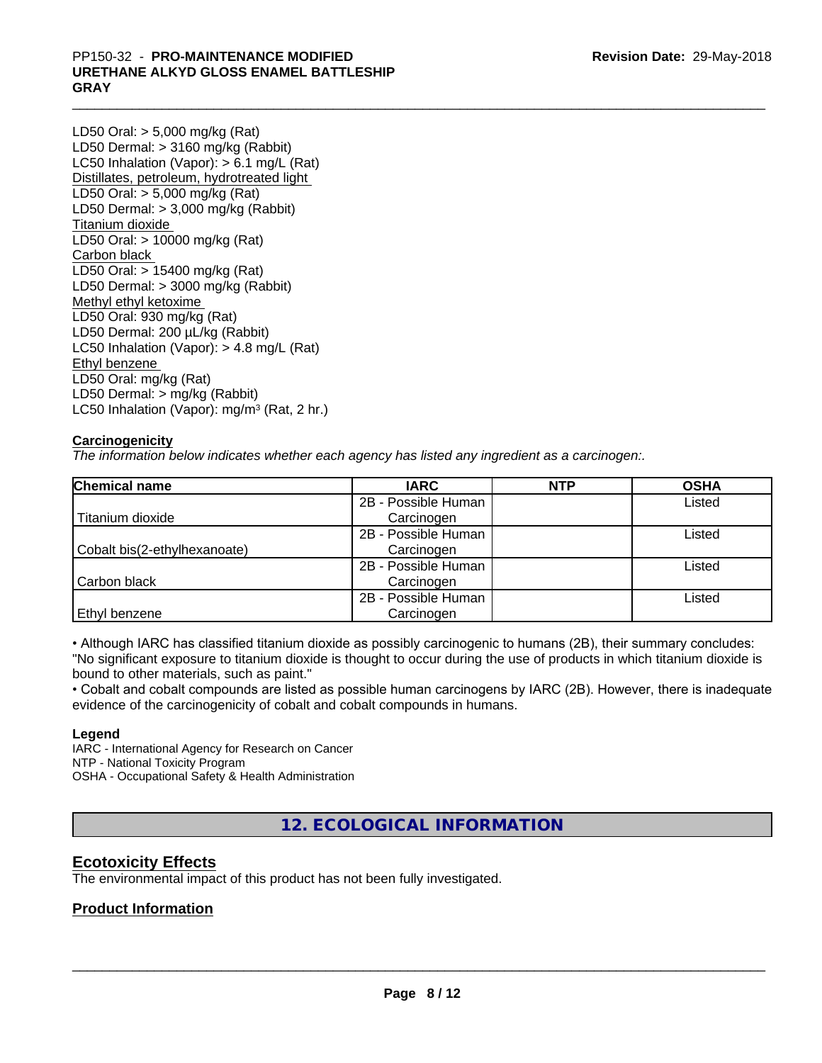LD50 Oral: > 5,000 mg/kg (Rat)
LD50 Dermal: > 3160 mg/kg (Rabbit)
LC50 Inhalation (Vapor): > 6.1 mg/L (Rat)
Distillates, petroleum, hydrotreated light
LD50 Oral: > 5,000 mg/kg (Rat)
LD50 Dermal: > 3,000 mg/kg (Rabbit)
Titanium dioxide
LD50 Oral: > 10000 mg/kg (Rat)
Carbon black
LD50 Oral: > 15400 mg/kg (Rat)
LD50 Dermal: > 3000 mg/kg (Rabbit)
Methyl ethyl ketoxime
LD50 Oral: 930 mg/kg (Rat)
LD50 Dermal: 200 µL/kg (Rabbit)
LC50 Inhalation (Vapor): > 4.8 mg/L (Rat)
Ethyl benzene
LD50 Oral: mg/kg (Rat)
LD50 Dermal: > mg/kg (Rabbit)
LC50 Inhalation (Vapor): mg/m³ (Rat, 2 hr.)

**Carcinogenicity**

*The information below indicates whether each agency has listed any ingredient as a carcinogen:.*

| Chemical name | IARC | NTP | OSHA |
|---|---|---|---|
| Titanium dioxide | 2B - Possible Human Carcinogen | | Listed |
| Cobalt bis(2-ethylhexanoate) | 2B - Possible Human Carcinogen | | Listed |
| Carbon black | 2B - Possible Human Carcinogen | | Listed |
| Ethyl benzene | 2B - Possible Human Carcinogen | | Listed |

• Although IARC has classified titanium dioxide as possibly carcinogenic to humans (2B), their summary concludes: "No significant exposure to titanium dioxide is thought to occur during the use of products in which titanium dioxide is bound to other materials, such as paint."
• Cobalt and cobalt compounds are listed as possible human carcinogens by IARC (2B). However, there is inadequate evidence of the carcinogenicity of cobalt and cobalt compounds in humans.

**Legend**
IARC - International Agency for Research on Cancer
NTP - National Toxicity Program
OSHA - Occupational Safety & Health Administration

## 12. ECOLOGICAL INFORMATION

### Ecotoxicity Effects

The environmental impact of this product has not been fully investigated.

### Product Information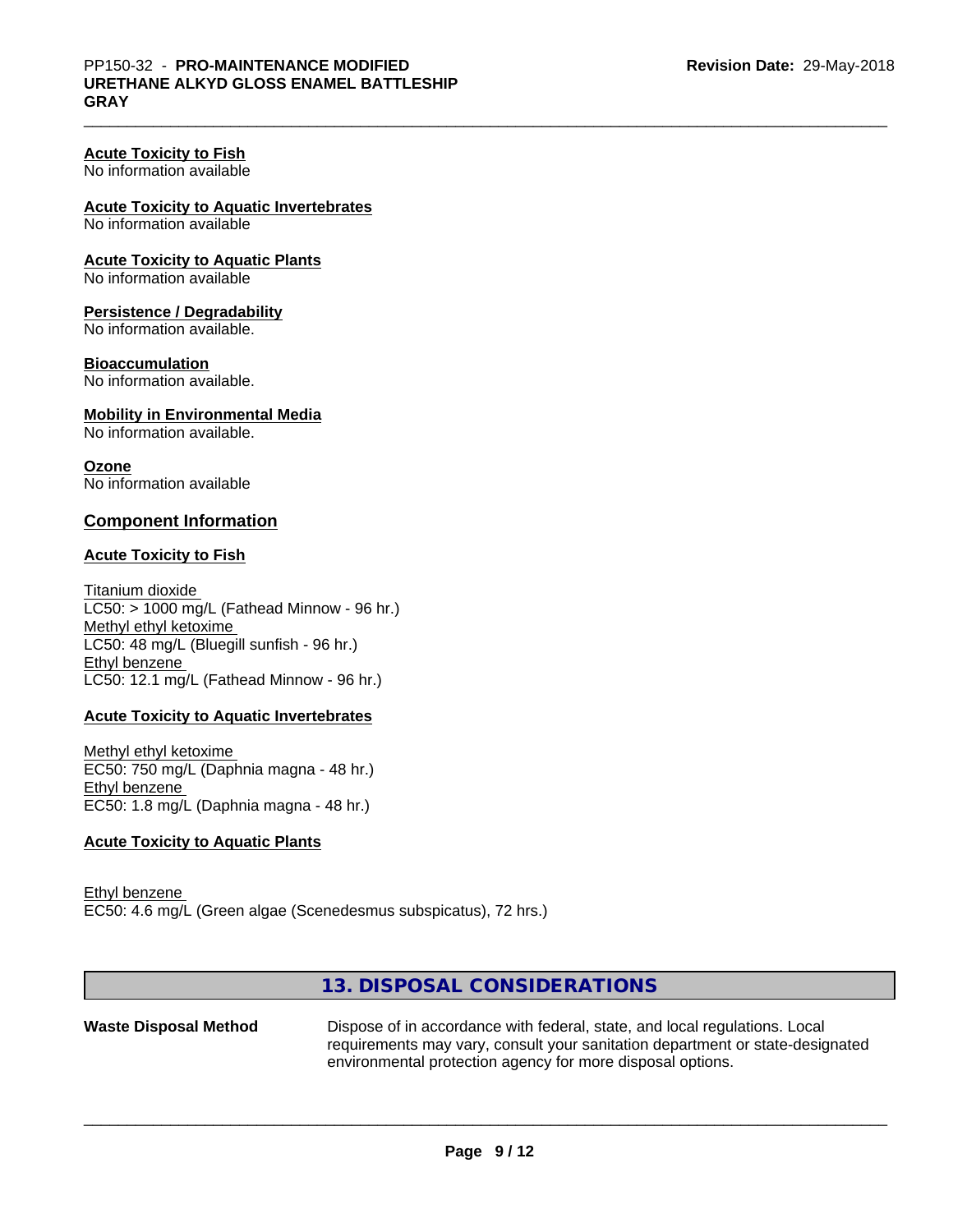**Acute Toxicity to Fish**
No information available

**Acute Toxicity to Aquatic Invertebrates**
No information available

**Acute Toxicity to Aquatic Plants**
No information available

**Persistence / Degradability**
No information available.

**Bioaccumulation**
No information available.

**Mobility in Environmental Media**
No information available.

**Ozone**
No information available

## Component Information

**Acute Toxicity to Fish**

Titanium dioxide
LC50: > 1000 mg/L (Fathead Minnow - 96 hr.)
Methyl ethyl ketoxime
LC50: 48 mg/L (Bluegill sunfish - 96 hr.)
Ethyl benzene
LC50: 12.1 mg/L (Fathead Minnow - 96 hr.)

**Acute Toxicity to Aquatic Invertebrates**

Methyl ethyl ketoxime
EC50: 750 mg/L (Daphnia magna - 48 hr.)
Ethyl benzene
EC50: 1.8 mg/L (Daphnia magna - 48 hr.)

**Acute Toxicity to Aquatic Plants**

Ethyl benzene
EC50: 4.6 mg/L (Green algae (Scenedesmus subspicatus), 72 hrs.)

## 13. DISPOSAL CONSIDERATIONS

| | |
|---|---|
| **Waste Disposal Method** | Dispose of in accordance with federal, state, and local regulations. Local requirements may vary, consult your sanitation department or state-designated environmental protection agency for more disposal options. |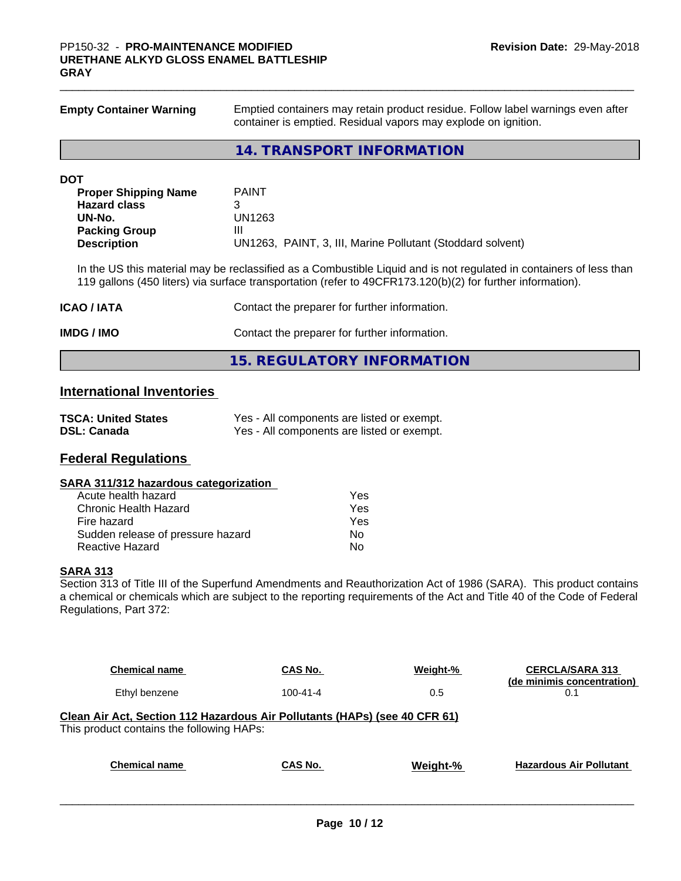**Empty Container Warning** Emptied containers may retain product residue. Follow label warnings even after container is emptied. Residual vapors may explode on ignition.

## 14. TRANSPORT INFORMATION

**DOT**

| | |
|---|---|
| **Proper Shipping Name** | PAINT |
| **Hazard class** | 3 |
| **UN-No.** | UN1263 |
| **Packing Group** | III |
| **Description** | UN1263, PAINT, 3, III, Marine Pollutant (Stoddard solvent) |

In the US this material may be reclassified as a Combustible Liquid and is not regulated in containers of less than 119 gallons (450 liters) via surface transportation (refer to 49CFR173.120(b)(2) for further information).

**ICAO / IATA** Contact the preparer for further information.

**IMDG / IMO** Contact the preparer for further information.

## 15. REGULATORY INFORMATION

### International Inventories

| | |
|---|---|
| **TSCA: United States** | Yes - All components are listed or exempt. |
| **DSL: Canada** | Yes - All components are listed or exempt. |

### Federal Regulations

**SARA 311/312 hazardous categorization**

| | |
|---|---|
| Acute health hazard | Yes |
| Chronic Health Hazard | Yes |
| Fire hazard | Yes |
| Sudden release of pressure hazard | No |
| Reactive Hazard | No |

**SARA 313**

Section 313 of Title III of the Superfund Amendments and Reauthorization Act of 1986 (SARA). This product contains a chemical or chemicals which are subject to the reporting requirements of the Act and Title 40 of the Code of Federal Regulations, Part 372:

| Chemical name | CAS No. | Weight-% | CERCLA/SARA 313 (de minimis concentration) |
|---|---|---|---|
| Ethyl benzene | 100-41-4 | 0.5 | 0.1 |

**Clean Air Act, Section 112 Hazardous Air Pollutants (HAPs) (see 40 CFR 61)**

This product contains the following HAPs:

| Chemical name | CAS No. | Weight-% | Hazardous Air Pollutant |
|---|---|---|---|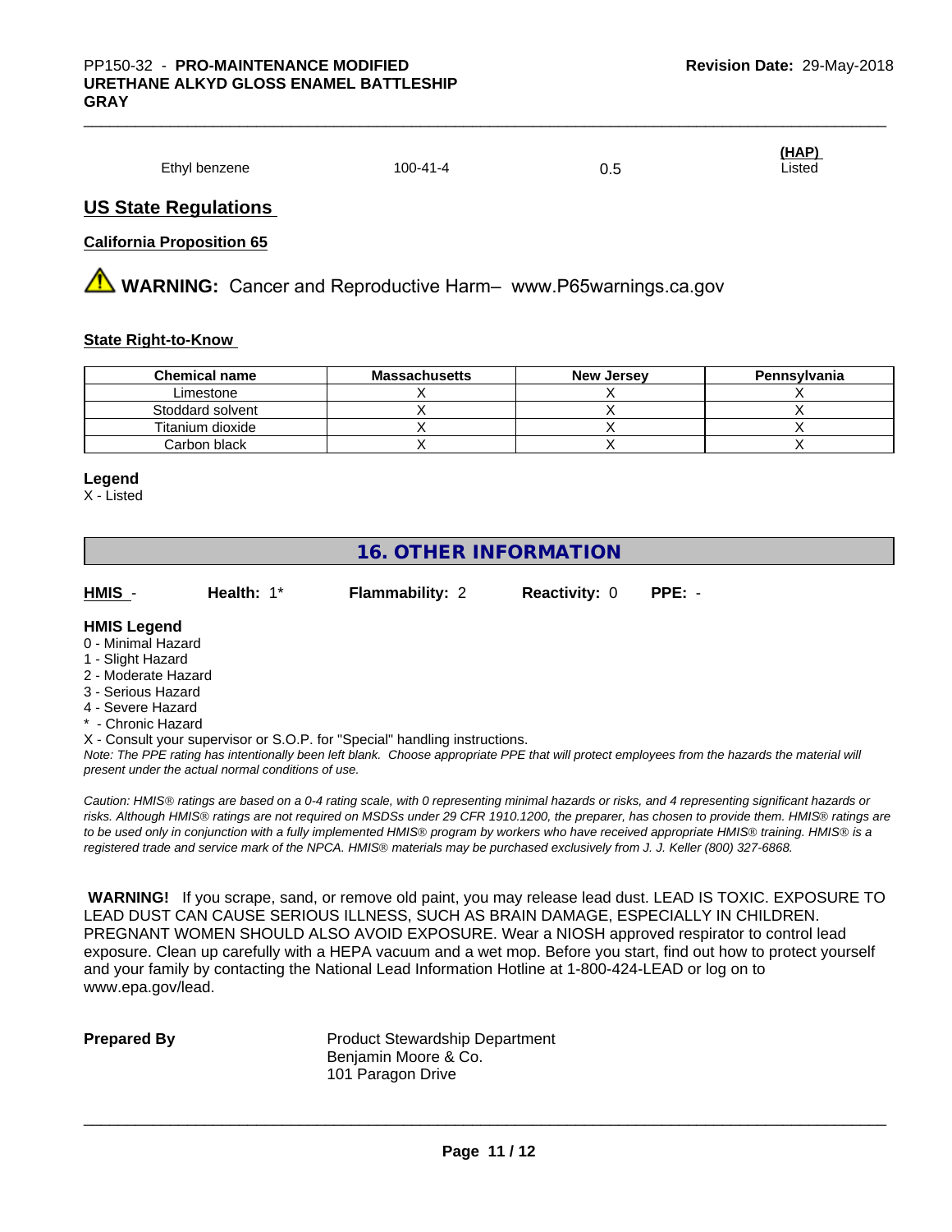| | | | (HAP) |
|---|---|---|---|
| Ethyl benzene | 100-41-4 | 0.5 | Listed |

## US State Regulations

### California Proposition 65

**WARNING:** Cancer and Reproductive Harm– www.P65warnings.ca.gov

### State Right-to-Know

| Chemical name | Massachusetts | New Jersey | Pennsylvania |
|---|---|---|---|
| Limestone | X | X | X |
| Stoddard solvent | X | X | X |
| Titanium dioxide | X | X | X |
| Carbon black | X | X | X |

**Legend**

X - Listed

## 16. OTHER INFORMATION

**HMIS** - **Health:** 1* **Flammability:** 2 **Reactivity:** 0 **PPE:** -

**HMIS Legend**

0 - Minimal Hazard
1 - Slight Hazard
2 - Moderate Hazard
3 - Serious Hazard
4 - Severe Hazard
* - Chronic Hazard
X - Consult your supervisor or S.O.P. for "Special" handling instructions.

*Note: The PPE rating has intentionally been left blank. Choose appropriate PPE that will protect employees from the hazards the material will present under the actual normal conditions of use.*

*Caution: HMIS® ratings are based on a 0-4 rating scale, with 0 representing minimal hazards or risks, and 4 representing significant hazards or risks. Although HMIS® ratings are not required on MSDSs under 29 CFR 1910.1200, the preparer, has chosen to provide them. HMIS® ratings are to be used only in conjunction with a fully implemented HMIS® program by workers who have received appropriate HMIS® training. HMIS® is a registered trade and service mark of the NPCA. HMIS® materials may be purchased exclusively from J. J. Keller (800) 327-6868.*

**WARNING!** If you scrape, sand, or remove old paint, you may release lead dust. LEAD IS TOXIC. EXPOSURE TO LEAD DUST CAN CAUSE SERIOUS ILLNESS, SUCH AS BRAIN DAMAGE, ESPECIALLY IN CHILDREN. PREGNANT WOMEN SHOULD ALSO AVOID EXPOSURE. Wear a NIOSH approved respirator to control lead exposure. Clean up carefully with a HEPA vacuum and a wet mop. Before you start, find out how to protect yourself and your family by contacting the National Lead Information Hotline at 1-800-424-LEAD or log on to www.epa.gov/lead.

**Prepared By**

Product Stewardship Department
Benjamin Moore & Co.
101 Paragon Drive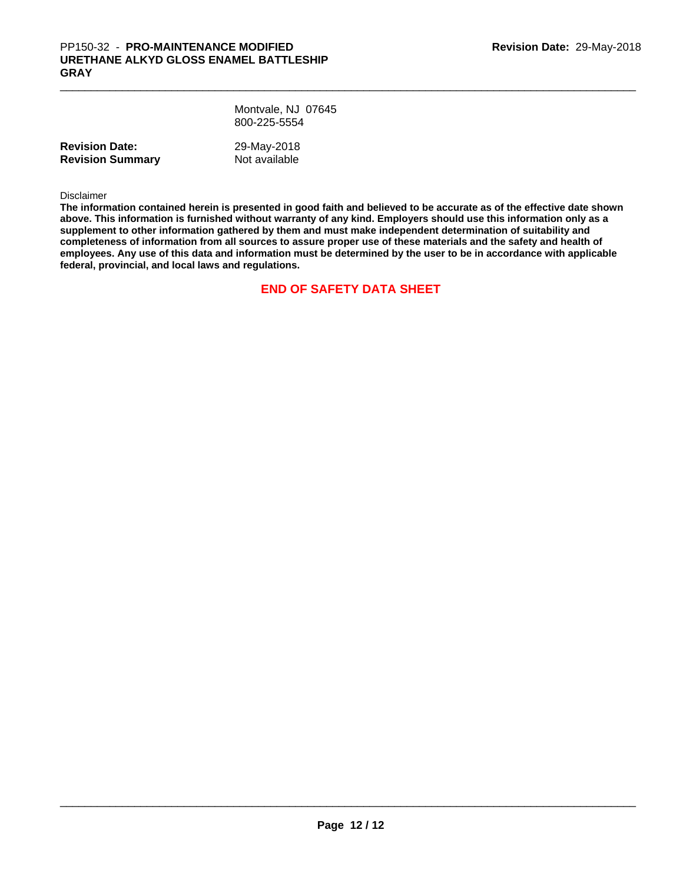Montvale, NJ 07645
800-225-5554

**Revision Date:** 29-May-2018
**Revision Summary** Not available

Disclaimer

**The information contained herein is presented in good faith and believed to be accurate as of the effective date shown above. This information is furnished without warranty of any kind. Employers should use this information only as a supplement to other information gathered by them and must make independent determination of suitability and completeness of information from all sources to assure proper use of these materials and the safety and health of employees. Any use of this data and information must be determined by the user to be in accordance with applicable federal, provincial, and local laws and regulations.**

**END OF SAFETY DATA SHEET**